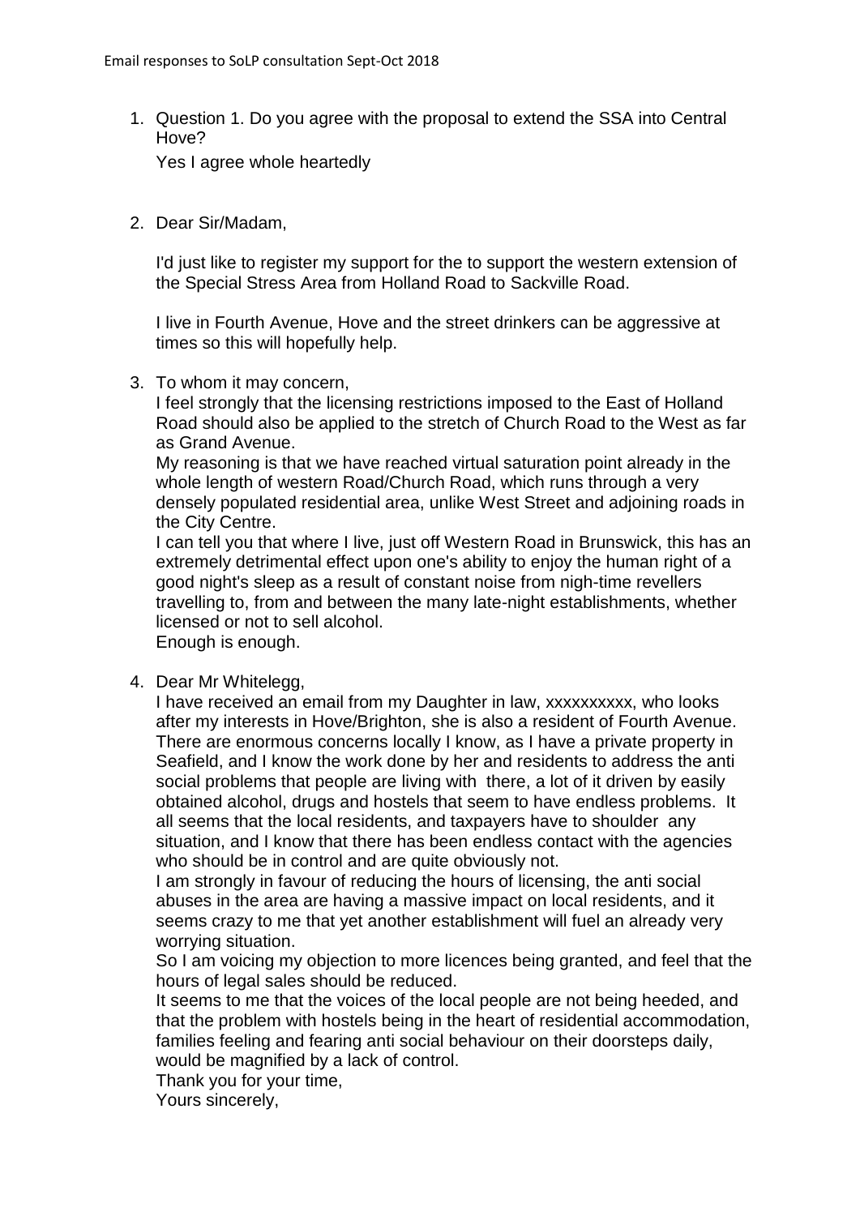Email responses to SoLP consultation Sept-Oct 2018

1. Question 1. Do you agree with the proposal to extend the SSA into Central Hove?

   Yes I agree whole heartedly

2. Dear Sir/Madam,

   I'd just like to register my support for the to support the western extension of the Special Stress Area from Holland Road to Sackville Road.

   I live in Fourth Avenue, Hove and the street drinkers can be aggressive at times so this will hopefully help.

3. To whom it may concern,
   I feel strongly that the licensing restrictions imposed to the East of Holland Road should also be applied to the stretch of Church Road to the West as far as Grand Avenue.
   My reasoning is that we have reached virtual saturation point already in the whole length of western Road/Church Road, which runs through a very densely populated residential area, unlike West Street and adjoining roads in the City Centre.
   I can tell you that where I live, just off Western Road in Brunswick, this has an extremely detrimental effect upon one's ability to enjoy the human right of a good night's sleep as a result of constant noise from nigh-time revellers travelling to, from and between the many late-night establishments, whether licensed or not to sell alcohol.
   Enough is enough.

4. Dear Mr Whitelegg,
   I have received an email from my Daughter in law, xxxxxxxxxx, who looks after my interests in Hove/Brighton, she is also a resident of Fourth Avenue. There are enormous concerns locally I know, as I have a private property in Seafield, and I know the work done by her and residents to address the anti social problems that people are living with there, a lot of it driven by easily obtained alcohol, drugs and hostels that seem to have endless problems. It all seems that the local residents, and taxpayers have to shoulder any situation, and I know that there has been endless contact with the agencies who should be in control and are quite obviously not.
   I am strongly in favour of reducing the hours of licensing, the anti social abuses in the area are having a massive impact on local residents, and it seems crazy to me that yet another establishment will fuel an already very worrying situation.
   So I am voicing my objection to more licences being granted, and feel that the hours of legal sales should be reduced.
   It seems to me that the voices of the local people are not being heeded, and that the problem with hostels being in the heart of residential accommodation, families feeling and fearing anti social behaviour on their doorsteps daily, would be magnified by a lack of control.
   Thank you for your time,
   Yours sincerely,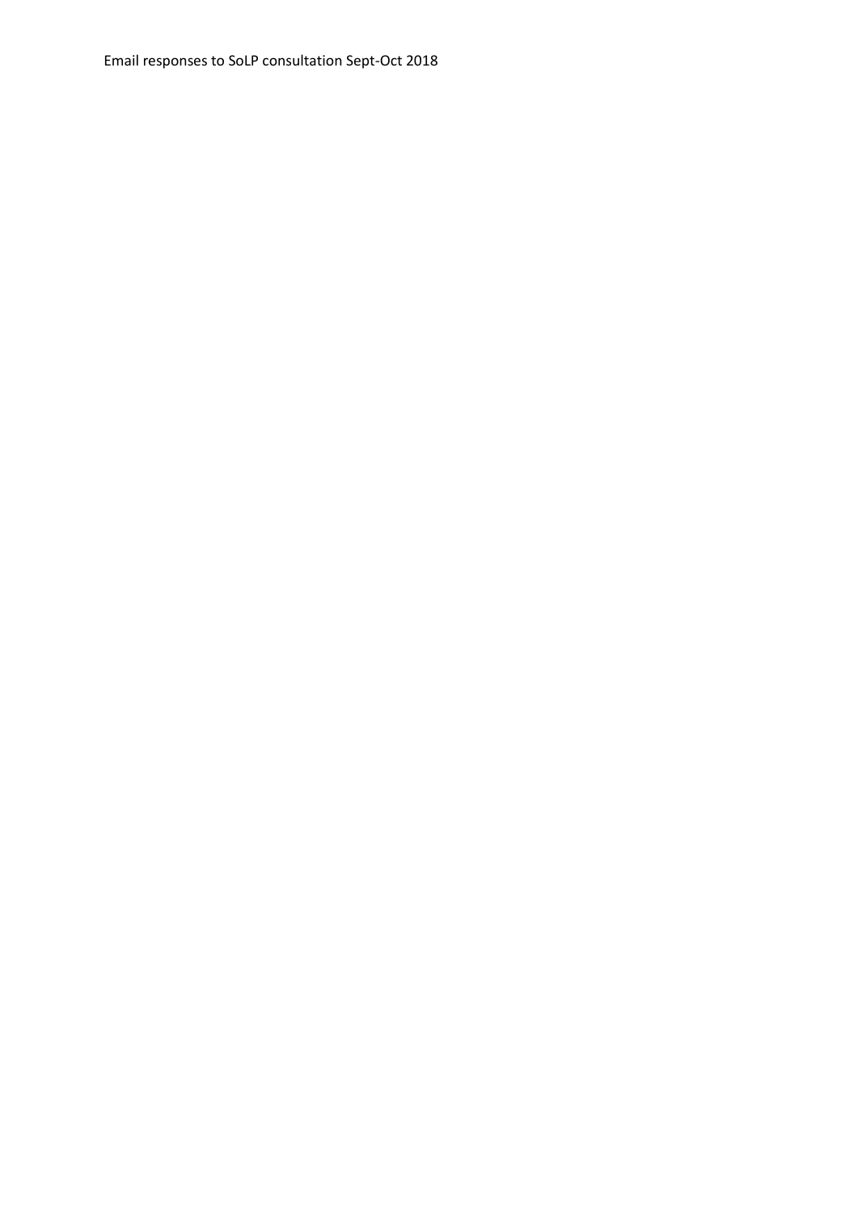Email responses to SoLP consultation Sept-Oct 2018